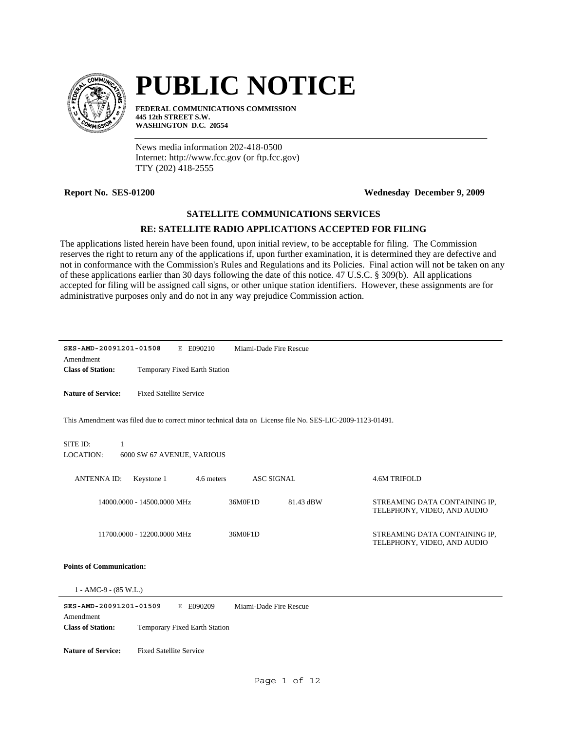# PUBLIC NOTICE

**FEDERAL COMMUNICATIONS COMMISSION**
**445 12th STREET S.W.**
**WASHINGTON D.C. 20554**

News media information 202-418-0500
Internet: http://www.fcc.gov (or ftp.fcc.gov)
TTY (202) 418-2555

**Report No. SES-01200** **Wednesday December 9, 2009**

### SATELLITE COMMUNICATIONS SERVICES

### RE: SATELLITE RADIO APPLICATIONS ACCEPTED FOR FILING

The applications listed herein have been found, upon initial review, to be acceptable for filing. The Commission reserves the right to return any of the applications if, upon further examination, it is determined they are defective and not in conformance with the Commission's Rules and Regulations and its Policies. Final action will not be taken on any of these applications earlier than 30 days following the date of this notice. 47 U.S.C. § 309(b). All applications accepted for filing will be assigned call signs, or other unique station identifiers. However, these assignments are for administrative purposes only and do not in any way prejudice Commission action.

---

**SES-AMD-20091201-01508** E E090210 Miami-Dade Fire Rescue

Amendment

**Class of Station:** Temporary Fixed Earth Station

**Nature of Service:** Fixed Satellite Service

This Amendment was filed due to correct minor technical data on License file No. SES-LIC-2009-1123-01491.

SITE ID: 1

LOCATION: 6000 SW 67 AVENUE, VARIOUS

ANTENNA ID: Keystone 1 4.6 meters ASC SIGNAL 4.6M TRIFOLD

| | | | |
|---|---|---|---|
| 14000.0000 - 14500.0000 MHz | 36M0F1D | 81.43 dBW | STREAMING DATA CONTAINING IP, TELEPHONY, VIDEO, AND AUDIO |
| 11700.0000 - 12200.0000 MHz | 36M0F1D | | STREAMING DATA CONTAINING IP, TELEPHONY, VIDEO, AND AUDIO |

**Points of Communication:**

1 - AMC-9 - (85 W.L.)

---

**SES-AMD-20091201-01509** E E090209 Miami-Dade Fire Rescue

Amendment

**Class of Station:** Temporary Fixed Earth Station

**Nature of Service:** Fixed Satellite Service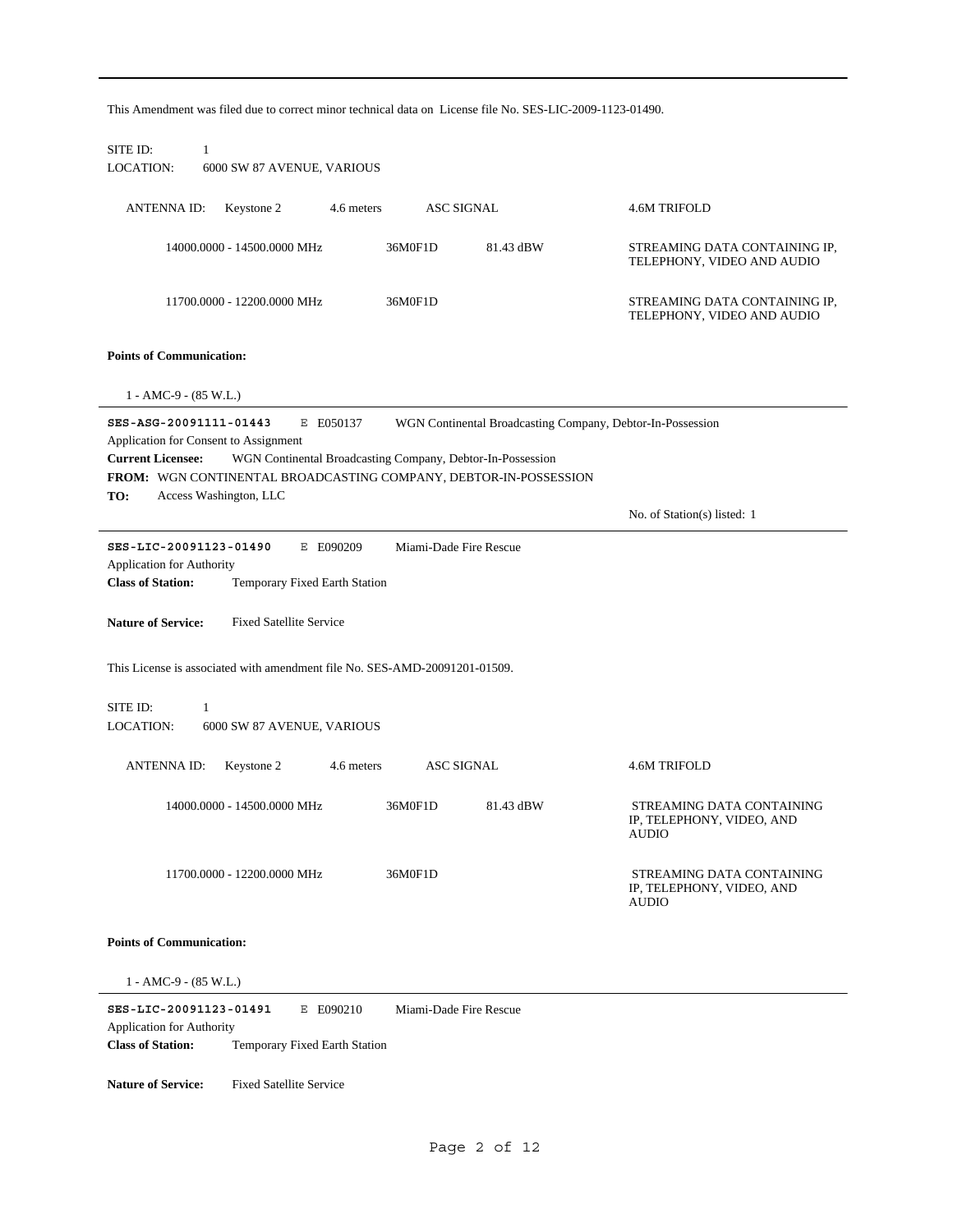This Amendment was filed due to correct minor technical data on License file No. SES-LIC-2009-1123-01490.

SITE ID: 1
LOCATION: 6000 SW 87 AVENUE, VARIOUS

| ANTENNA ID: | Keystone 2 | 4.6 meters | ASC SIGNAL | 4.6M TRIFOLD |
|---|---|---|---|---|
| 14000.0000 - 14500.0000 MHz | 36M0F1D | 81.43 dBW | | STREAMING DATA CONTAINING IP, TELEPHONY, VIDEO AND AUDIO |
| 11700.0000 - 12200.0000 MHz | 36M0F1D | | | STREAMING DATA CONTAINING IP, TELEPHONY, VIDEO AND AUDIO |

**Points of Communication:**

1 - AMC-9 - (85 W.L.)

---

**SES-ASG-20091111-01443** E E050137 WGN Continental Broadcasting Company, Debtor-In-Possession

Application for Consent to Assignment

**Current Licensee:** WGN Continental Broadcasting Company, Debtor-In-Possession

**FROM:** WGN CONTINENTAL BROADCASTING COMPANY, DEBTOR-IN-POSSESSION

**TO:** Access Washington, LLC

No. of Station(s) listed: 1

---

**SES-LIC-20091123-01490** E E090209 Miami-Dade Fire Rescue

Application for Authority

**Class of Station:** Temporary Fixed Earth Station

**Nature of Service:** Fixed Satellite Service

This License is associated with amendment file No. SES-AMD-20091201-01509.

SITE ID: 1
LOCATION: 6000 SW 87 AVENUE, VARIOUS

| ANTENNA ID: | Keystone 2 | 4.6 meters | ASC SIGNAL | 4.6M TRIFOLD |
|---|---|---|---|---|
| 14000.0000 - 14500.0000 MHz | 36M0F1D | 81.43 dBW | | STREAMING DATA CONTAINING IP, TELEPHONY, VIDEO, AND AUDIO |
| 11700.0000 - 12200.0000 MHz | 36M0F1D | | | STREAMING DATA CONTAINING IP, TELEPHONY, VIDEO, AND AUDIO |

**Points of Communication:**

1 - AMC-9 - (85 W.L.)

---

**SES-LIC-20091123-01491** E E090210 Miami-Dade Fire Rescue

Application for Authority

**Class of Station:** Temporary Fixed Earth Station

**Nature of Service:** Fixed Satellite Service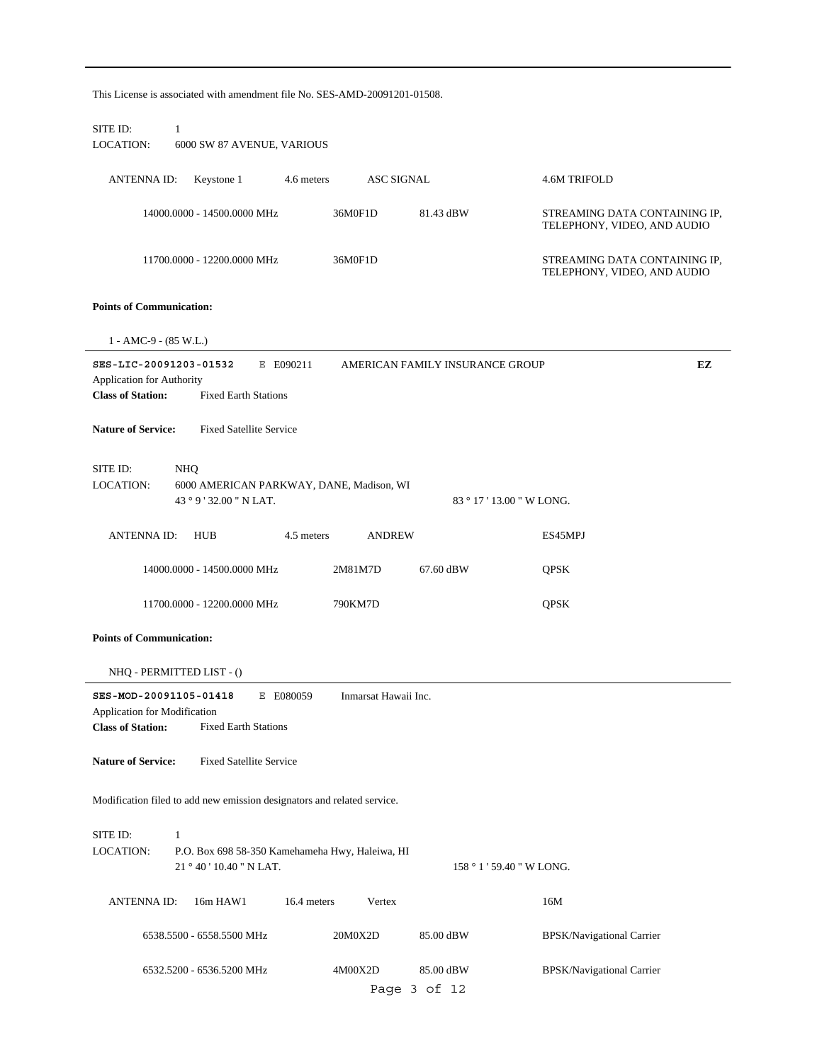This License is associated with amendment file No. SES-AMD-20091201-01508.

SITE ID: 1
LOCATION: 6000 SW 87 AVENUE, VARIOUS

| ANTENNA ID: | Keystone 1 | 4.6 meters | ASC SIGNAL | 4.6M TRIFOLD |
|---|---|---|---|---|
| | 14000.0000 - 14500.0000 MHz | 36M0F1D | 81.43 dBW | STREAMING DATA CONTAINING IP, TELEPHONY, VIDEO, AND AUDIO |
| | 11700.0000 - 12200.0000 MHz | 36M0F1D | | STREAMING DATA CONTAINING IP, TELEPHONY, VIDEO, AND AUDIO |

**Points of Communication:**

1 - AMC-9 - (85 W.L.)

---

**SES-LIC-20091203-01532** E E090211 AMERICAN FAMILY INSURANCE GROUP **EZ**

Application for Authority

**Class of Station:** Fixed Earth Stations

**Nature of Service:** Fixed Satellite Service

SITE ID: NHQ
LOCATION: 6000 AMERICAN PARKWAY, DANE, Madison, WI
43 ° 9 ' 32.00 " N LAT. 83 ° 17 ' 13.00 " W LONG.

| ANTENNA ID: | HUB | 4.5 meters | ANDREW | ES45MPJ |
|---|---|---|---|---|
| | 14000.0000 - 14500.0000 MHz | 2M81M7D | 67.60 dBW | QPSK |
| | 11700.0000 - 12200.0000 MHz | 790KM7D | | QPSK |

**Points of Communication:**

NHQ - PERMITTED LIST - ()

---

**SES-MOD-20091105-01418** E E080059 Inmarsat Hawaii Inc.

Application for Modification

**Class of Station:** Fixed Earth Stations

**Nature of Service:** Fixed Satellite Service

Modification filed to add new emission designators and related service.

SITE ID: 1
LOCATION: P.O. Box 698 58-350 Kamehameha Hwy, Haleiwa, HI
21 ° 40 ' 10.40 " N LAT. 158 ° 1 ' 59.40 " W LONG.

| ANTENNA ID: | 16m HAW1 | 16.4 meters | Vertex | 16M |
|---|---|---|---|---|
| | 6538.5500 - 6558.5500 MHz | 20M0X2D | 85.00 dBW | BPSK/Navigational Carrier |
| | 6532.5200 - 6536.5200 MHz | 4M00X2D | 85.00 dBW | BPSK/Navigational Carrier |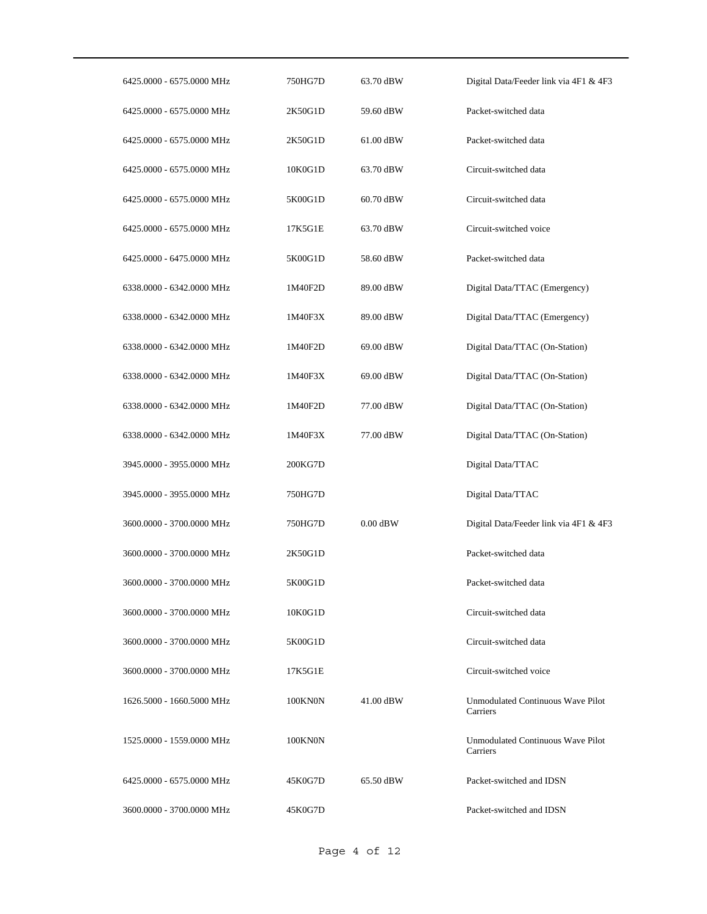| | | | |
|---|---|---|---|
| 6425.0000 - 6575.0000 MHz | 750HG7D | 63.70 dBW | Digital Data/Feeder link via 4F1 & 4F3 |
| 6425.0000 - 6575.0000 MHz | 2K50G1D | 59.60 dBW | Packet-switched data |
| 6425.0000 - 6575.0000 MHz | 2K50G1D | 61.00 dBW | Packet-switched data |
| 6425.0000 - 6575.0000 MHz | 10K0G1D | 63.70 dBW | Circuit-switched data |
| 6425.0000 - 6575.0000 MHz | 5K00G1D | 60.70 dBW | Circuit-switched data |
| 6425.0000 - 6575.0000 MHz | 17K5G1E | 63.70 dBW | Circuit-switched voice |
| 6425.0000 - 6475.0000 MHz | 5K00G1D | 58.60 dBW | Packet-switched data |
| 6338.0000 - 6342.0000 MHz | 1M40F2D | 89.00 dBW | Digital Data/TTAC (Emergency) |
| 6338.0000 - 6342.0000 MHz | 1M40F3X | 89.00 dBW | Digital Data/TTAC (Emergency) |
| 6338.0000 - 6342.0000 MHz | 1M40F2D | 69.00 dBW | Digital Data/TTAC (On-Station) |
| 6338.0000 - 6342.0000 MHz | 1M40F3X | 69.00 dBW | Digital Data/TTAC (On-Station) |
| 6338.0000 - 6342.0000 MHz | 1M40F2D | 77.00 dBW | Digital Data/TTAC (On-Station) |
| 6338.0000 - 6342.0000 MHz | 1M40F3X | 77.00 dBW | Digital Data/TTAC (On-Station) |
| 3945.0000 - 3955.0000 MHz | 200KG7D | | Digital Data/TTAC |
| 3945.0000 - 3955.0000 MHz | 750HG7D | | Digital Data/TTAC |
| 3600.0000 - 3700.0000 MHz | 750HG7D | 0.00 dBW | Digital Data/Feeder link via 4F1 & 4F3 |
| 3600.0000 - 3700.0000 MHz | 2K50G1D | | Packet-switched data |
| 3600.0000 - 3700.0000 MHz | 5K00G1D | | Packet-switched data |
| 3600.0000 - 3700.0000 MHz | 10K0G1D | | Circuit-switched data |
| 3600.0000 - 3700.0000 MHz | 5K00G1D | | Circuit-switched data |
| 3600.0000 - 3700.0000 MHz | 17K5G1E | | Circuit-switched voice |
| 1626.5000 - 1660.5000 MHz | 100KN0N | 41.00 dBW | Unmodulated Continuous Wave Pilot Carriers |
| 1525.0000 - 1559.0000 MHz | 100KN0N | | Unmodulated Continuous Wave Pilot Carriers |
| 6425.0000 - 6575.0000 MHz | 45K0G7D | 65.50 dBW | Packet-switched and IDSN |
| 3600.0000 - 3700.0000 MHz | 45K0G7D | | Packet-switched and IDSN |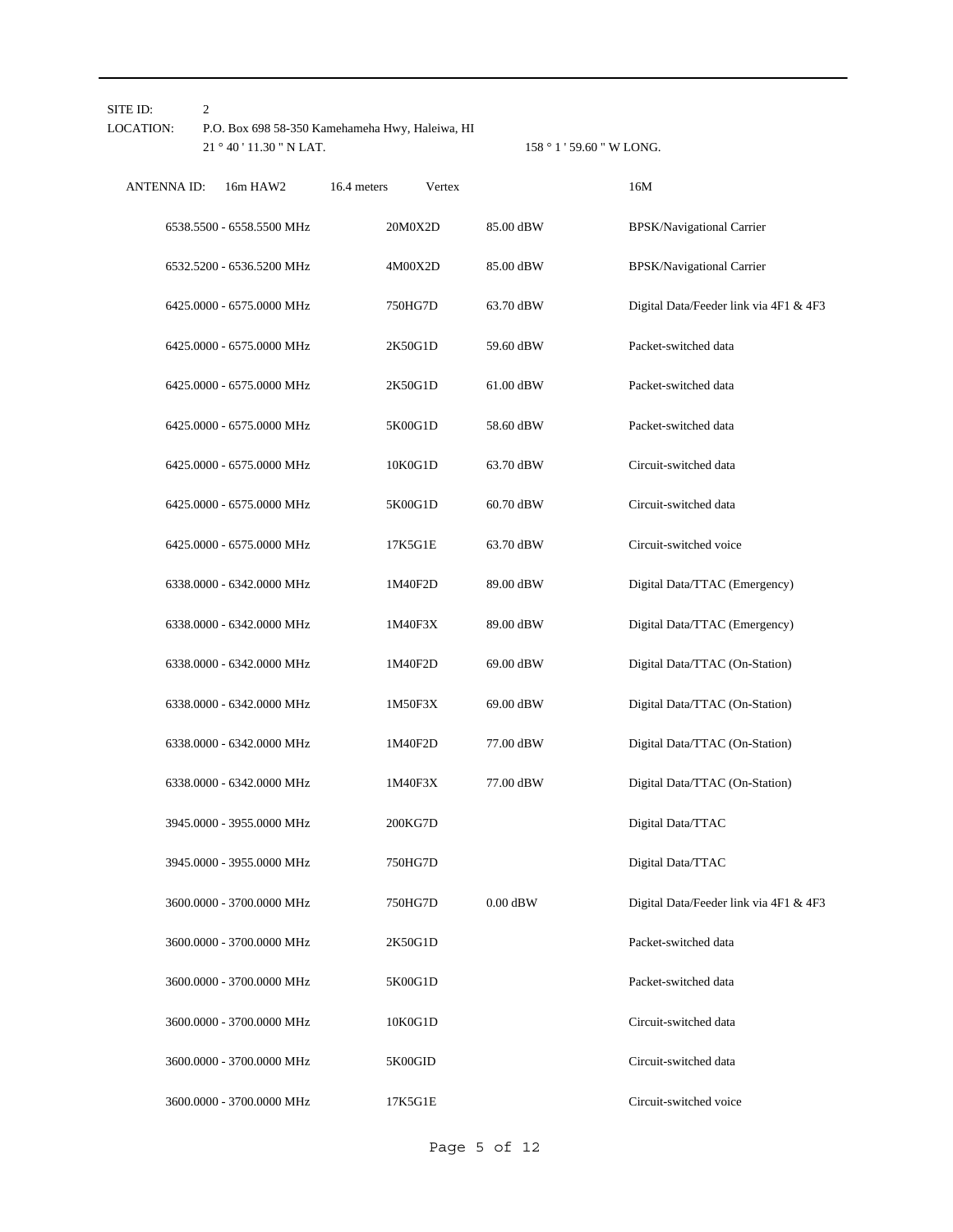SITE ID: 2

LOCATION: P.O. Box 698 58-350 Kamehameha Hwy, Haleiwa, HI

21 ° 40 ' 11.30 " N LAT. 158 ° 1 ' 59.60 " W LONG.

ANTENNA ID: 16m HAW2 16.4 meters Vertex 16M

| Frequency | Emission | Power | Description |
|---|---|---|---|
| 6538.5500 - 6558.5500 MHz | 20M0X2D | 85.00 dBW | BPSK/Navigational Carrier |
| 6532.5200 - 6536.5200 MHz | 4M00X2D | 85.00 dBW | BPSK/Navigational Carrier |
| 6425.0000 - 6575.0000 MHz | 750HG7D | 63.70 dBW | Digital Data/Feeder link via 4F1 & 4F3 |
| 6425.0000 - 6575.0000 MHz | 2K50G1D | 59.60 dBW | Packet-switched data |
| 6425.0000 - 6575.0000 MHz | 2K50G1D | 61.00 dBW | Packet-switched data |
| 6425.0000 - 6575.0000 MHz | 5K00G1D | 58.60 dBW | Packet-switched data |
| 6425.0000 - 6575.0000 MHz | 10K0G1D | 63.70 dBW | Circuit-switched data |
| 6425.0000 - 6575.0000 MHz | 5K00G1D | 60.70 dBW | Circuit-switched data |
| 6425.0000 - 6575.0000 MHz | 17K5G1E | 63.70 dBW | Circuit-switched voice |
| 6338.0000 - 6342.0000 MHz | 1M40F2D | 89.00 dBW | Digital Data/TTAC (Emergency) |
| 6338.0000 - 6342.0000 MHz | 1M40F3X | 89.00 dBW | Digital Data/TTAC (Emergency) |
| 6338.0000 - 6342.0000 MHz | 1M40F2D | 69.00 dBW | Digital Data/TTAC (On-Station) |
| 6338.0000 - 6342.0000 MHz | 1M50F3X | 69.00 dBW | Digital Data/TTAC (On-Station) |
| 6338.0000 - 6342.0000 MHz | 1M40F2D | 77.00 dBW | Digital Data/TTAC (On-Station) |
| 6338.0000 - 6342.0000 MHz | 1M40F3X | 77.00 dBW | Digital Data/TTAC (On-Station) |
| 3945.0000 - 3955.0000 MHz | 200KG7D | | Digital Data/TTAC |
| 3945.0000 - 3955.0000 MHz | 750HG7D | | Digital Data/TTAC |
| 3600.0000 - 3700.0000 MHz | 750HG7D | 0.00 dBW | Digital Data/Feeder link via 4F1 & 4F3 |
| 3600.0000 - 3700.0000 MHz | 2K50G1D | | Packet-switched data |
| 3600.0000 - 3700.0000 MHz | 5K00G1D | | Packet-switched data |
| 3600.0000 - 3700.0000 MHz | 10K0G1D | | Circuit-switched data |
| 3600.0000 - 3700.0000 MHz | 5K00GID | | Circuit-switched data |
| 3600.0000 - 3700.0000 MHz | 17K5G1E | | Circuit-switched voice |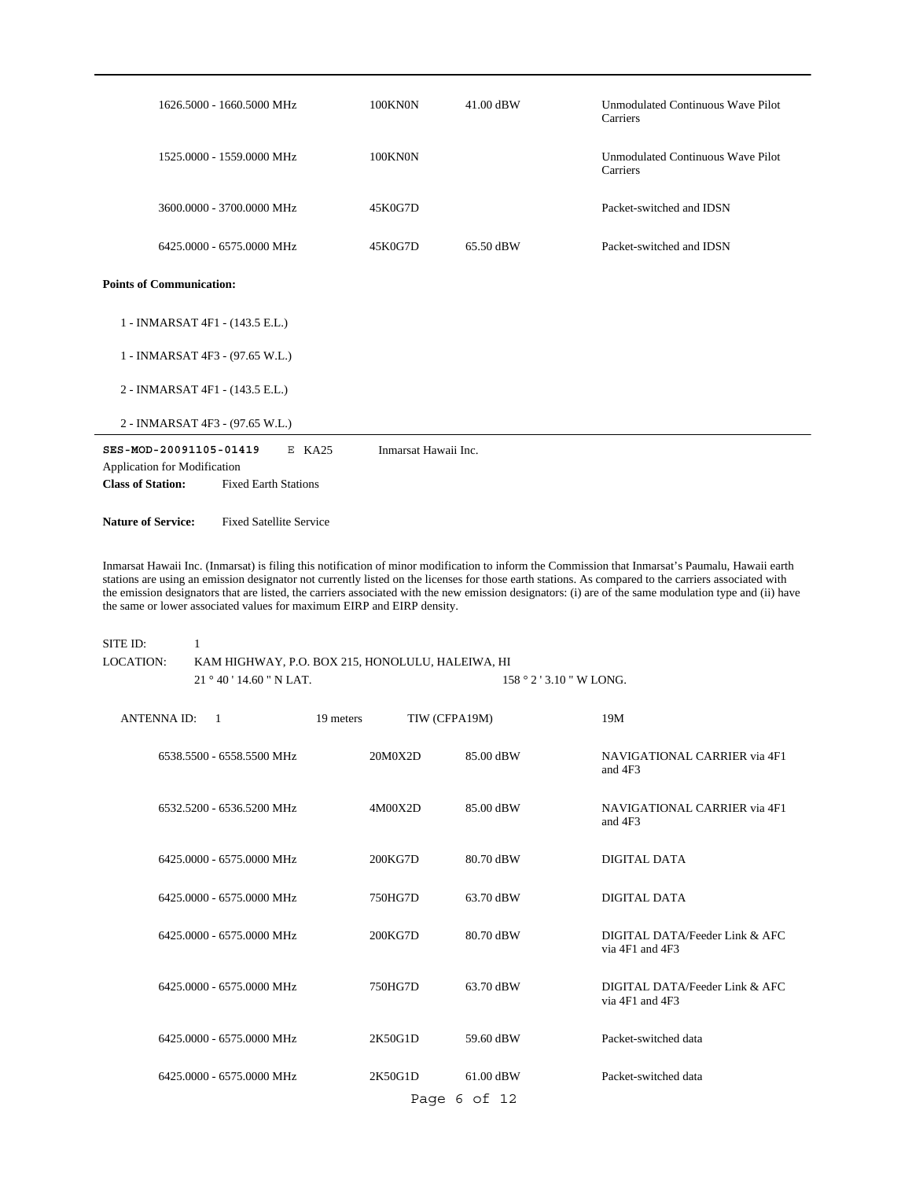| | | | |
|---|---|---|---|
| 1626.5000 - 1660.5000 MHz | 100KN0N | 41.00 dBW | Unmodulated Continuous Wave Pilot Carriers |
| 1525.0000 - 1559.0000 MHz | 100KN0N | | Unmodulated Continuous Wave Pilot Carriers |
| 3600.0000 - 3700.0000 MHz | 45K0G7D | | Packet-switched and IDSN |
| 6425.0000 - 6575.0000 MHz | 45K0G7D | 65.50 dBW | Packet-switched and IDSN |

**Points of Communication:**

1 - INMARSAT 4F1 - (143.5 E.L.)

1 - INMARSAT 4F3 - (97.65 W.L.)

2 - INMARSAT 4F1 - (143.5 E.L.)

2 - INMARSAT 4F3 - (97.65 W.L.)

---

**SES-MOD-20091105-01419** E KA25 Inmarsat Hawaii Inc.

Application for Modification

**Class of Station:** Fixed Earth Stations

**Nature of Service:** Fixed Satellite Service

Inmarsat Hawaii Inc. (Inmarsat) is filing this notification of minor modification to inform the Commission that Inmarsat's Paumalu, Hawaii earth stations are using an emission designator not currently listed on the licenses for those earth stations. As compared to the carriers associated with the emission designators that are listed, the carriers associated with the new emission designators: (i) are of the same modulation type and (ii) have the same or lower associated values for maximum EIRP and EIRP density.

SITE ID: 1

LOCATION: KAM HIGHWAY, P.O. BOX 215, HONOLULU, HALEIWA, HI

21 ° 40 ' 14.60 " N LAT. 158 ° 2 ' 3.10 " W LONG.

ANTENNA ID: 1 19 meters TIW (CFPA19M) 19M

| | | | |
|---|---|---|---|
| 6538.5500 - 6558.5500 MHz | 20M0X2D | 85.00 dBW | NAVIGATIONAL CARRIER via 4F1 and 4F3 |
| 6532.5200 - 6536.5200 MHz | 4M00X2D | 85.00 dBW | NAVIGATIONAL CARRIER via 4F1 and 4F3 |
| 6425.0000 - 6575.0000 MHz | 200KG7D | 80.70 dBW | DIGITAL DATA |
| 6425.0000 - 6575.0000 MHz | 750HG7D | 63.70 dBW | DIGITAL DATA |
| 6425.0000 - 6575.0000 MHz | 200KG7D | 80.70 dBW | DIGITAL DATA/Feeder Link & AFC via 4F1 and 4F3 |
| 6425.0000 - 6575.0000 MHz | 750HG7D | 63.70 dBW | DIGITAL DATA/Feeder Link & AFC via 4F1 and 4F3 |
| 6425.0000 - 6575.0000 MHz | 2K50G1D | 59.60 dBW | Packet-switched data |
| 6425.0000 - 6575.0000 MHz | 2K50G1D | 61.00 dBW | Packet-switched data |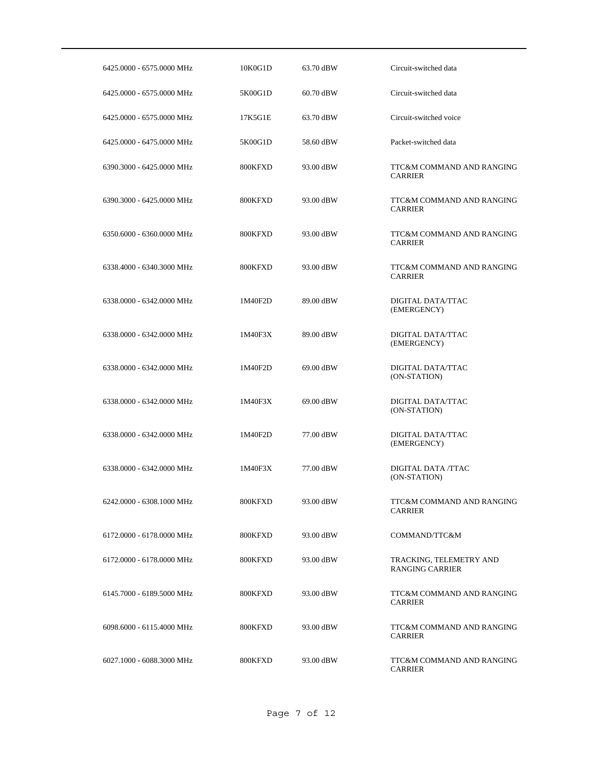| | | | |
|---|---|---|---|
| 6425.0000 - 6575.0000 MHz | 10K0G1D | 63.70 dBW | Circuit-switched data |
| 6425.0000 - 6575.0000 MHz | 5K00G1D | 60.70 dBW | Circuit-switched data |
| 6425.0000 - 6575.0000 MHz | 17K5G1E | 63.70 dBW | Circuit-switched voice |
| 6425.0000 - 6475.0000 MHz | 5K00G1D | 58.60 dBW | Packet-switched data |
| 6390.3000 - 6425.0000 MHz | 800KFXD | 93.00 dBW | TTC&M COMMAND AND RANGING CARRIER |
| 6390.3000 - 6425.0000 MHz | 800KFXD | 93.00 dBW | TTC&M COMMAND AND RANGING CARRIER |
| 6350.6000 - 6360.0000 MHz | 800KFXD | 93.00 dBW | TTC&M COMMAND AND RANGING CARRIER |
| 6338.4000 - 6340.3000 MHz | 800KFXD | 93.00 dBW | TTC&M COMMAND AND RANGING CARRIER |
| 6338.0000 - 6342.0000 MHz | 1M40F2D | 89.00 dBW | DIGITAL DATA/TTAC (EMERGENCY) |
| 6338.0000 - 6342.0000 MHz | 1M40F3X | 89.00 dBW | DIGITAL DATA/TTAC (EMERGENCY) |
| 6338.0000 - 6342.0000 MHz | 1M40F2D | 69.00 dBW | DIGITAL DATA/TTAC (ON-STATION) |
| 6338.0000 - 6342.0000 MHz | 1M40F3X | 69.00 dBW | DIGITAL DATA/TTAC (ON-STATION) |
| 6338.0000 - 6342.0000 MHz | 1M40F2D | 77.00 dBW | DIGITAL DATA/TTAC (EMERGENCY) |
| 6338.0000 - 6342.0000 MHz | 1M40F3X | 77.00 dBW | DIGITAL DATA /TTAC (ON-STATION) |
| 6242.0000 - 6308.1000 MHz | 800KFXD | 93.00 dBW | TTC&M COMMAND AND RANGING CARRIER |
| 6172.0000 - 6178.0000 MHz | 800KFXD | 93.00 dBW | COMMAND/TTC&M |
| 6172.0000 - 6178.0000 MHz | 800KFXD | 93.00 dBW | TRACKING, TELEMETRY AND RANGING CARRIER |
| 6145.7000 - 6189.5000 MHz | 800KFXD | 93.00 dBW | TTC&M COMMAND AND RANGING CARRIER |
| 6098.6000 - 6115.4000 MHz | 800KFXD | 93.00 dBW | TTC&M COMMAND AND RANGING CARRIER |
| 6027.1000 - 6088.3000 MHz | 800KFXD | 93.00 dBW | TTC&M COMMAND AND RANGING CARRIER |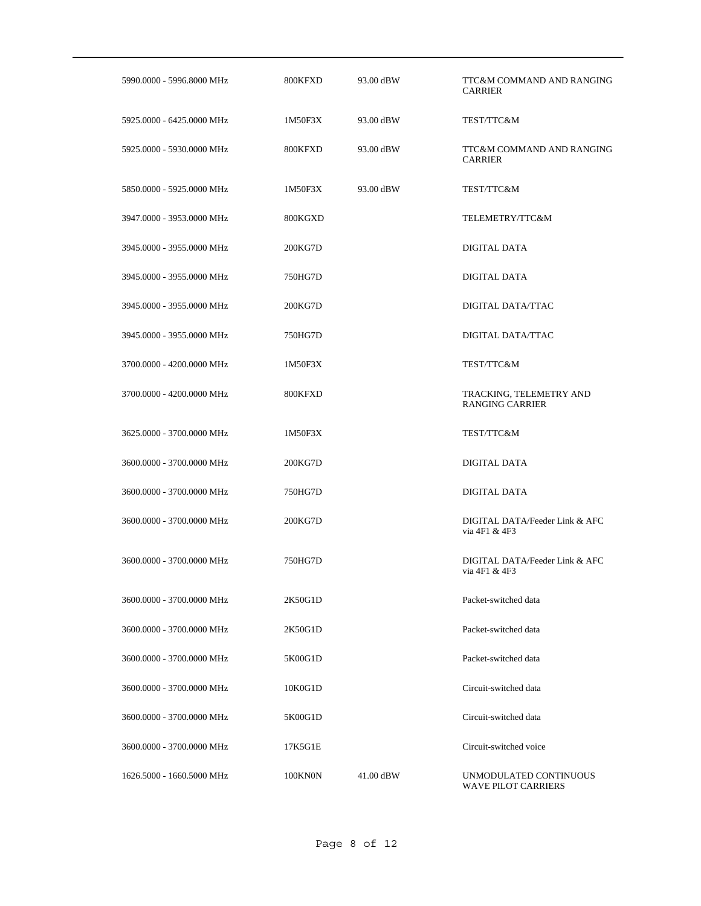| | | | |
|---|---|---|---|
| 5990.0000 - 5996.8000 MHz | 800KFXD | 93.00 dBW | TTC&M COMMAND AND RANGING CARRIER |
| 5925.0000 - 6425.0000 MHz | 1M50F3X | 93.00 dBW | TEST/TTC&M |
| 5925.0000 - 5930.0000 MHz | 800KFXD | 93.00 dBW | TTC&M COMMAND AND RANGING CARRIER |
| 5850.0000 - 5925.0000 MHz | 1M50F3X | 93.00 dBW | TEST/TTC&M |
| 3947.0000 - 3953.0000 MHz | 800KGXD | | TELEMETRY/TTC&M |
| 3945.0000 - 3955.0000 MHz | 200KG7D | | DIGITAL DATA |
| 3945.0000 - 3955.0000 MHz | 750HG7D | | DIGITAL DATA |
| 3945.0000 - 3955.0000 MHz | 200KG7D | | DIGITAL DATA/TTAC |
| 3945.0000 - 3955.0000 MHz | 750HG7D | | DIGITAL DATA/TTAC |
| 3700.0000 - 4200.0000 MHz | 1M50F3X | | TEST/TTC&M |
| 3700.0000 - 4200.0000 MHz | 800KFXD | | TRACKING, TELEMETRY AND RANGING CARRIER |
| 3625.0000 - 3700.0000 MHz | 1M50F3X | | TEST/TTC&M |
| 3600.0000 - 3700.0000 MHz | 200KG7D | | DIGITAL DATA |
| 3600.0000 - 3700.0000 MHz | 750HG7D | | DIGITAL DATA |
| 3600.0000 - 3700.0000 MHz | 200KG7D | | DIGITAL DATA/Feeder Link & AFC via 4F1 & 4F3 |
| 3600.0000 - 3700.0000 MHz | 750HG7D | | DIGITAL DATA/Feeder Link & AFC via 4F1 & 4F3 |
| 3600.0000 - 3700.0000 MHz | 2K50G1D | | Packet-switched data |
| 3600.0000 - 3700.0000 MHz | 2K50G1D | | Packet-switched data |
| 3600.0000 - 3700.0000 MHz | 5K00G1D | | Packet-switched data |
| 3600.0000 - 3700.0000 MHz | 10K0G1D | | Circuit-switched data |
| 3600.0000 - 3700.0000 MHz | 5K00G1D | | Circuit-switched data |
| 3600.0000 - 3700.0000 MHz | 17K5G1E | | Circuit-switched voice |
| 1626.5000 - 1660.5000 MHz | 100KN0N | 41.00 dBW | UNMODULATED CONTINUOUS WAVE PILOT CARRIERS |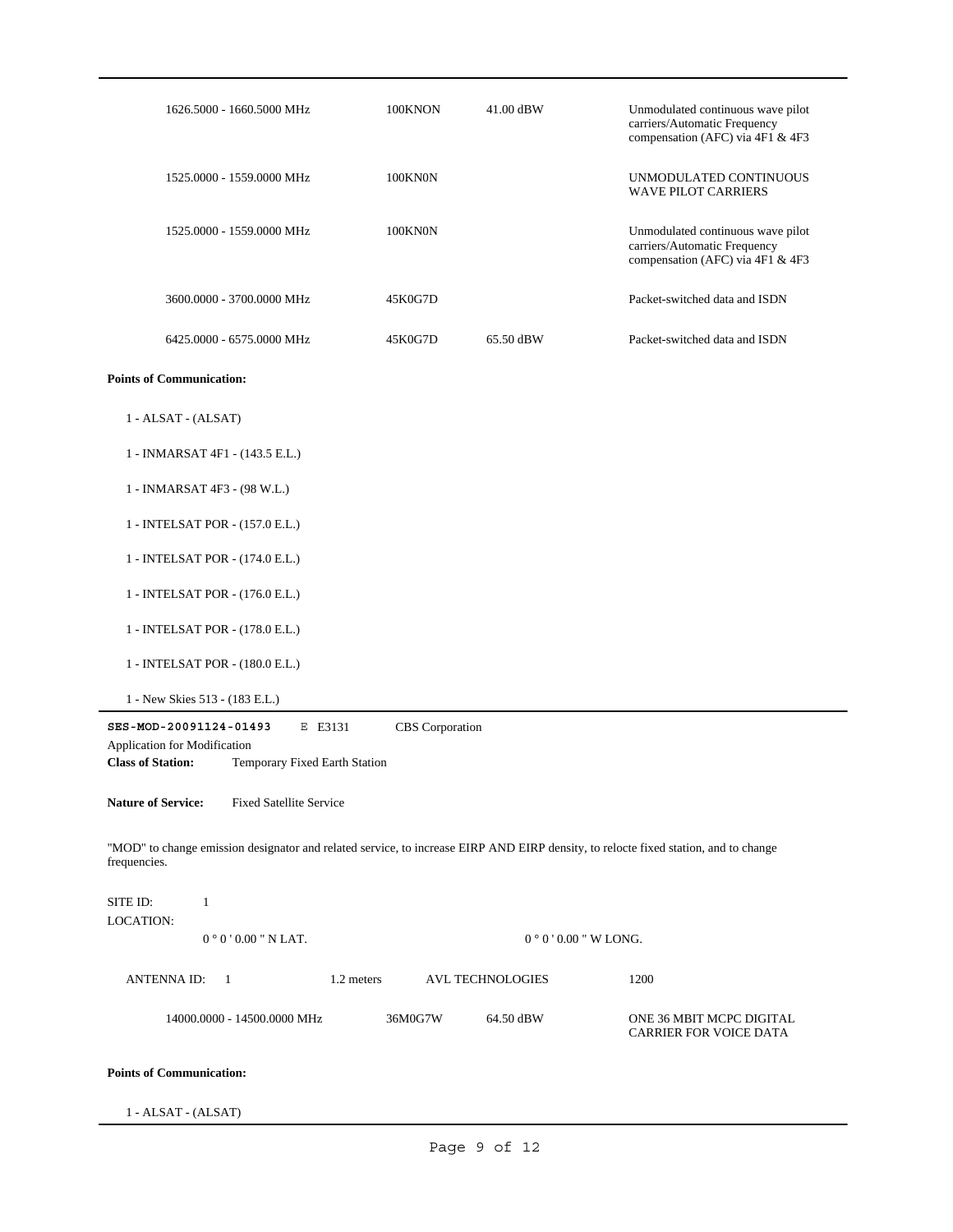| | | | |
|---|---|---|---|
| 1626.5000 - 1660.5000 MHz | 100KNON | 41.00 dBW | Unmodulated continuous wave pilot carriers/Automatic Frequency compensation (AFC) via 4F1 & 4F3 |
| 1525.0000 - 1559.0000 MHz | 100KN0N | | UNMODULATED CONTINUOUS WAVE PILOT CARRIERS |
| 1525.0000 - 1559.0000 MHz | 100KN0N | | Unmodulated continuous wave pilot carriers/Automatic Frequency compensation (AFC) via 4F1 & 4F3 |
| 3600.0000 - 3700.0000 MHz | 45K0G7D | | Packet-switched data and ISDN |
| 6425.0000 - 6575.0000 MHz | 45K0G7D | 65.50 dBW | Packet-switched data and ISDN |

**Points of Communication:**

1 - ALSAT - (ALSAT)

1 - INMARSAT 4F1 - (143.5 E.L.)

1 - INMARSAT 4F3 - (98 W.L.)

1 - INTELSAT POR - (157.0 E.L.)

1 - INTELSAT POR - (174.0 E.L.)

1 - INTELSAT POR - (176.0 E.L.)

1 - INTELSAT POR - (178.0 E.L.)

1 - INTELSAT POR - (180.0 E.L.)

1 - New Skies 513 - (183 E.L.)

---

**SES-MOD-20091124-01493** E E3131 CBS Corporation

Application for Modification

**Class of Station:** Temporary Fixed Earth Station

**Nature of Service:** Fixed Satellite Service

"MOD" to change emission designator and related service, to increase EIRP AND EIRP density, to relocte fixed station, and to change frequencies.

SITE ID: 1

LOCATION:

0 ° 0 ' 0.00 " N LAT. 0 ° 0 ' 0.00 " W LONG.

ANTENNA ID: 1 1.2 meters AVL TECHNOLOGIES 1200

| | | | |
|---|---|---|---|
| 14000.0000 - 14500.0000 MHz | 36M0G7W | 64.50 dBW | ONE 36 MBIT MCPC DIGITAL CARRIER FOR VOICE DATA |

**Points of Communication:**

1 - ALSAT - (ALSAT)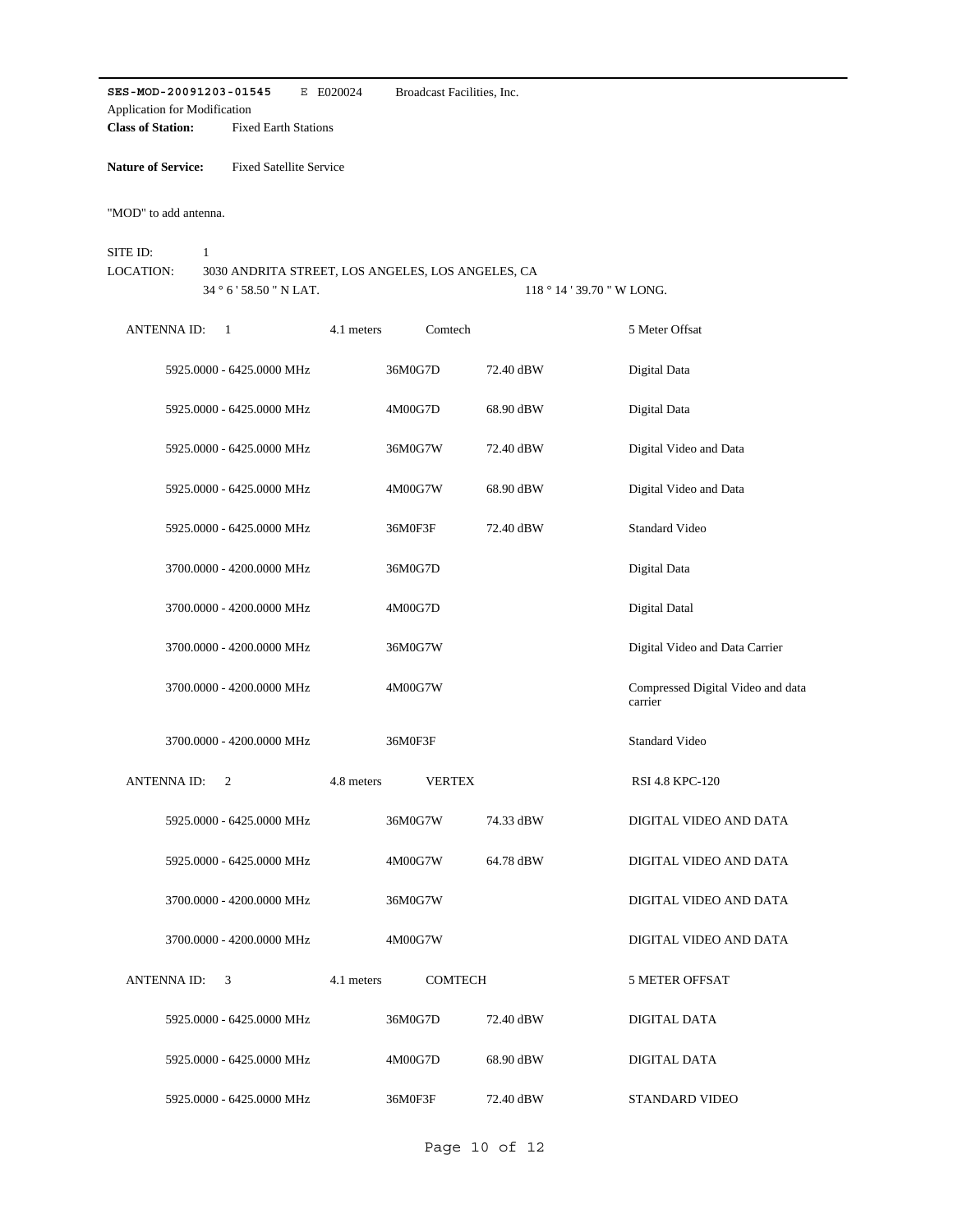**SES-MOD-20091203-01545** E E020024 Broadcast Facilities, Inc.

Application for Modification

**Class of Station:** Fixed Earth Stations

**Nature of Service:** Fixed Satellite Service

"MOD" to add antenna.

SITE ID: 1

LOCATION: 3030 ANDRITA STREET, LOS ANGELES, LOS ANGELES, CA

34 ° 6 ' 58.50 " N LAT. 118 ° 14 ' 39.70 " W LONG.

ANTENNA ID: 1 4.1 meters Comtech 5 Meter Offsat

| Frequency | Emission | EIRP | Description |
|---|---|---|---|
| 5925.0000 - 6425.0000 MHz | 36M0G7D | 72.40 dBW | Digital Data |
| 5925.0000 - 6425.0000 MHz | 4M00G7D | 68.90 dBW | Digital Data |
| 5925.0000 - 6425.0000 MHz | 36M0G7W | 72.40 dBW | Digital Video and Data |
| 5925.0000 - 6425.0000 MHz | 4M00G7W | 68.90 dBW | Digital Video and Data |
| 5925.0000 - 6425.0000 MHz | 36M0F3F | 72.40 dBW | Standard Video |
| 3700.0000 - 4200.0000 MHz | 36M0G7D | | Digital Data |
| 3700.0000 - 4200.0000 MHz | 4M00G7D | | Digital Datal |
| 3700.0000 - 4200.0000 MHz | 36M0G7W | | Digital Video and Data Carrier |
| 3700.0000 - 4200.0000 MHz | 4M00G7W | | Compressed Digital Video and data carrier |
| 3700.0000 - 4200.0000 MHz | 36M0F3F | | Standard Video |

ANTENNA ID: 2 4.8 meters VERTEX RSI 4.8 KPC-120

| Frequency | Emission | EIRP | Description |
|---|---|---|---|
| 5925.0000 - 6425.0000 MHz | 36M0G7W | 74.33 dBW | DIGITAL VIDEO AND DATA |
| 5925.0000 - 6425.0000 MHz | 4M00G7W | 64.78 dBW | DIGITAL VIDEO AND DATA |
| 3700.0000 - 4200.0000 MHz | 36M0G7W | | DIGITAL VIDEO AND DATA |
| 3700.0000 - 4200.0000 MHz | 4M00G7W | | DIGITAL VIDEO AND DATA |

ANTENNA ID: 3 4.1 meters COMTECH 5 METER OFFSAT

| Frequency | Emission | EIRP | Description |
|---|---|---|---|
| 5925.0000 - 6425.0000 MHz | 36M0G7D | 72.40 dBW | DIGITAL DATA |
| 5925.0000 - 6425.0000 MHz | 4M00G7D | 68.90 dBW | DIGITAL DATA |
| 5925.0000 - 6425.0000 MHz | 36M0F3F | 72.40 dBW | STANDARD VIDEO |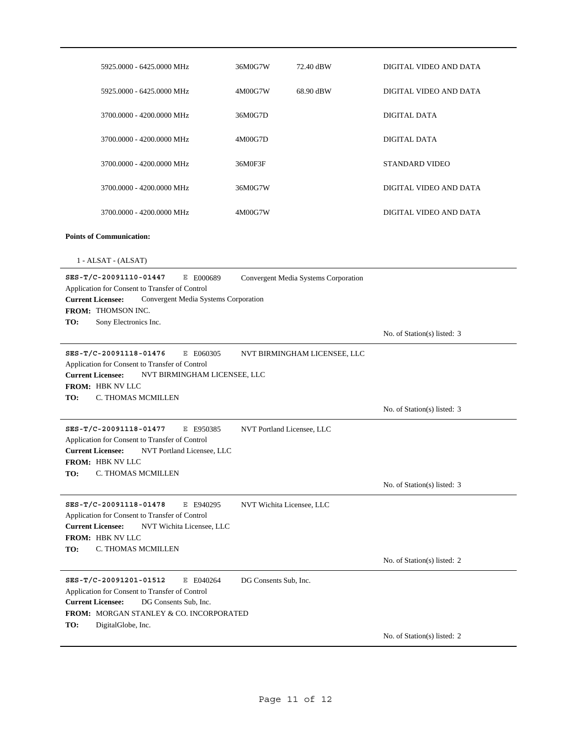| | | | |
|---|---|---|---|
| 5925.0000 - 6425.0000 MHz | 36M0G7W | 72.40 dBW | DIGITAL VIDEO AND DATA |
| 5925.0000 - 6425.0000 MHz | 4M00G7W | 68.90 dBW | DIGITAL VIDEO AND DATA |
| 3700.0000 - 4200.0000 MHz | 36M0G7D | | DIGITAL DATA |
| 3700.0000 - 4200.0000 MHz | 4M00G7D | | DIGITAL DATA |
| 3700.0000 - 4200.0000 MHz | 36M0F3F | | STANDARD VIDEO |
| 3700.0000 - 4200.0000 MHz | 36M0G7W | | DIGITAL VIDEO AND DATA |
| 3700.0000 - 4200.0000 MHz | 4M00G7W | | DIGITAL VIDEO AND DATA |

**Points of Communication:**

1 - ALSAT - (ALSAT)

---

**SES-T/C-20091110-01447** E E000689 Convergent Media Systems Corporation

Application for Consent to Transfer of Control

**Current Licensee:** Convergent Media Systems Corporation

**FROM:** THOMSON INC.

**TO:** Sony Electronics Inc.

No. of Station(s) listed: 3

---

**SES-T/C-20091118-01476** E E060305 NVT BIRMINGHAM LICENSEE, LLC

Application for Consent to Transfer of Control

**Current Licensee:** NVT BIRMINGHAM LICENSEE, LLC

**FROM:** HBK NV LLC

**TO:** C. THOMAS MCMILLEN

No. of Station(s) listed: 3

---

**SES-T/C-20091118-01477** E E950385 NVT Portland Licensee, LLC

Application for Consent to Transfer of Control

**Current Licensee:** NVT Portland Licensee, LLC

**FROM:** HBK NV LLC

**TO:** C. THOMAS MCMILLEN

No. of Station(s) listed: 3

---

**SES-T/C-20091118-01478** E E940295 NVT Wichita Licensee, LLC

Application for Consent to Transfer of Control

**Current Licensee:** NVT Wichita Licensee, LLC

**FROM:** HBK NV LLC

**TO:** C. THOMAS MCMILLEN

No. of Station(s) listed: 2

---

**SES-T/C-20091201-01512** E E040264 DG Consents Sub, Inc.

Application for Consent to Transfer of Control

**Current Licensee:** DG Consents Sub, Inc.

**FROM:** MORGAN STANLEY & CO. INCORPORATED

**TO:** DigitalGlobe, Inc.

No. of Station(s) listed: 2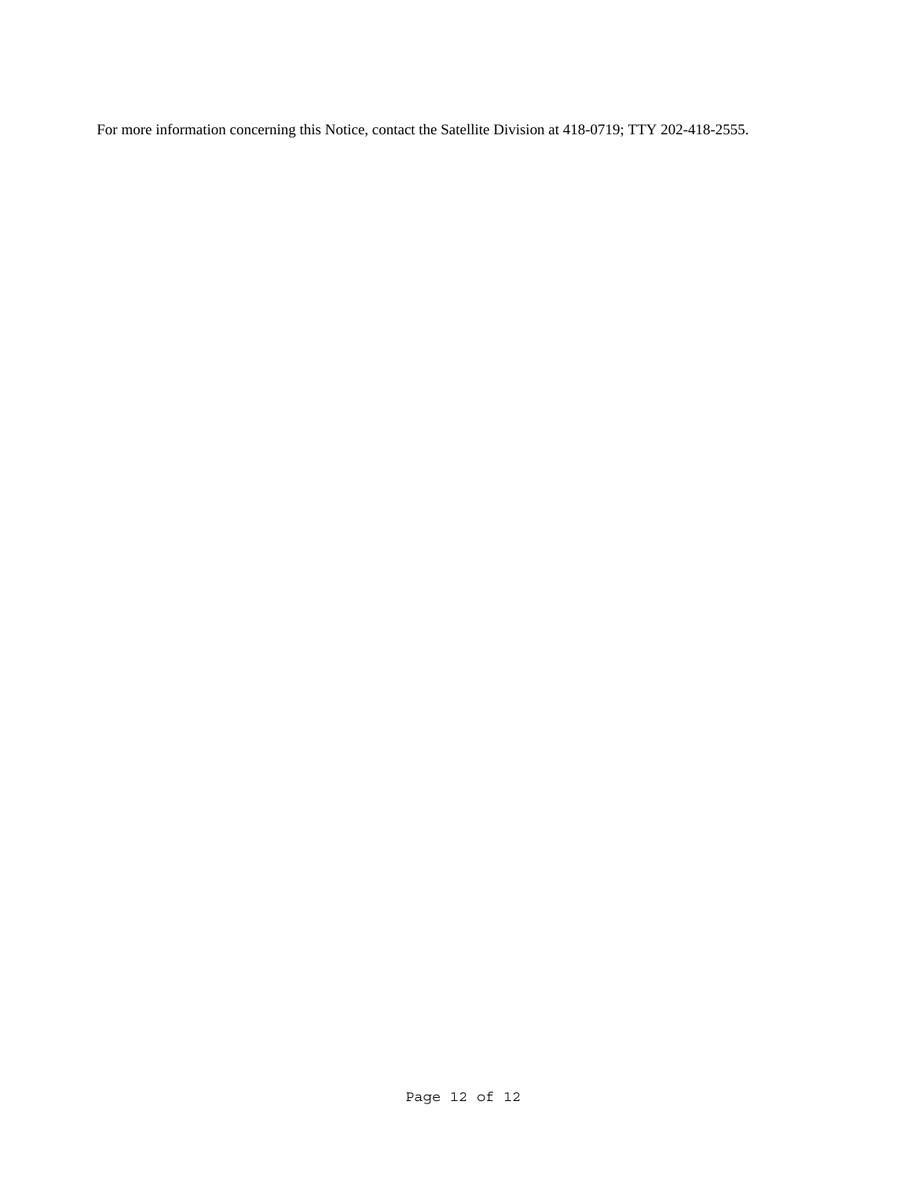For more information concerning this Notice, contact the Satellite Division at 418-0719; TTY 202-418-2555.